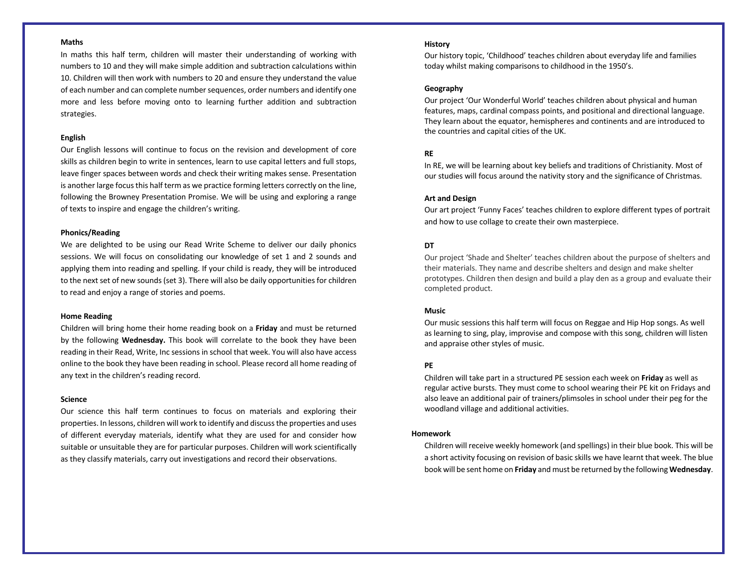**Maths**

In maths this half term, children will master their understanding of working with numbers to 10 and they will make simple addition and subtraction calculations within 10. Children will then work with numbers to 20 and ensure they understand the value of each number and can complete number sequences, order numbers and identify one more and less before moving onto to learning further addition and subtraction strategies.

**English**

Our English lessons will continue to focus on the revision and development of core skills as children begin to write in sentences, learn to use capital letters and full stops, leave finger spaces between words and check their writing makes sense. Presentation is another large focus this half term as we practice forming letters correctly on the line, following the Browney Presentation Promise. We will be using and exploring a range of texts to inspire and engage the children's writing.

**Phonics/Reading**

We are delighted to be using our Read Write Scheme to deliver our daily phonics sessions. We will focus on consolidating our knowledge of set 1 and 2 sounds and applying them into reading and spelling. If your child is ready, they will be introduced to the next set of new sounds (set 3). There will also be daily opportunities for children to read and enjoy a range of stories and poems.

**Home Reading**

Children will bring home their home reading book on a **Friday** and must be returned by the following **Wednesday.** This book will correlate to the book they have been reading in their Read, Write, Inc sessions in school that week. You will also have access online to the book they have been reading in school. Please record all home reading of any text in the children's reading record.

**Science**

Our science this half term continues to focus on materials and exploring their properties. In lessons, children will work to identify and discuss the properties and uses of different everyday materials, identify what they are used for and consider how suitable or unsuitable they are for particular purposes. Children will work scientifically as they classify materials, carry out investigations and record their observations.

**History**

Our history topic, 'Childhood' teaches children about everyday life and families today whilst making comparisons to childhood in the 1950's.

**Geography**

Our project 'Our Wonderful World' teaches children about physical and human features, maps, cardinal compass points, and positional and directional language. They learn about the equator, hemispheres and continents and are introduced to the countries and capital cities of the UK.

**RE**

In RE, we will be learning about key beliefs and traditions of Christianity. Most of our studies will focus around the nativity story and the significance of Christmas.

**Art and Design**

Our art project 'Funny Faces' teaches children to explore different types of portrait and how to use collage to create their own masterpiece.

**DT**

Our project 'Shade and Shelter' teaches children about the purpose of shelters and their materials. They name and describe shelters and design and make shelter prototypes. Children then design and build a play den as a group and evaluate their completed product.

**Music**

Our music sessions this half term will focus on Reggae and Hip Hop songs. As well as learning to sing, play, improvise and compose with this song, children will listen and appraise other styles of music.

**PE**

Children will take part in a structured PE session each week on **Friday** as well as regular active bursts. They must come to school wearing their PE kit on Fridays and also leave an additional pair of trainers/plimsoles in school under their peg for the woodland village and additional activities.

**Homework**

Children will receive weekly homework (and spellings) in their blue book. This will be a short activity focusing on revision of basic skills we have learnt that week. The blue book will be sent home on **Friday** and must be returned by the following **Wednesday**.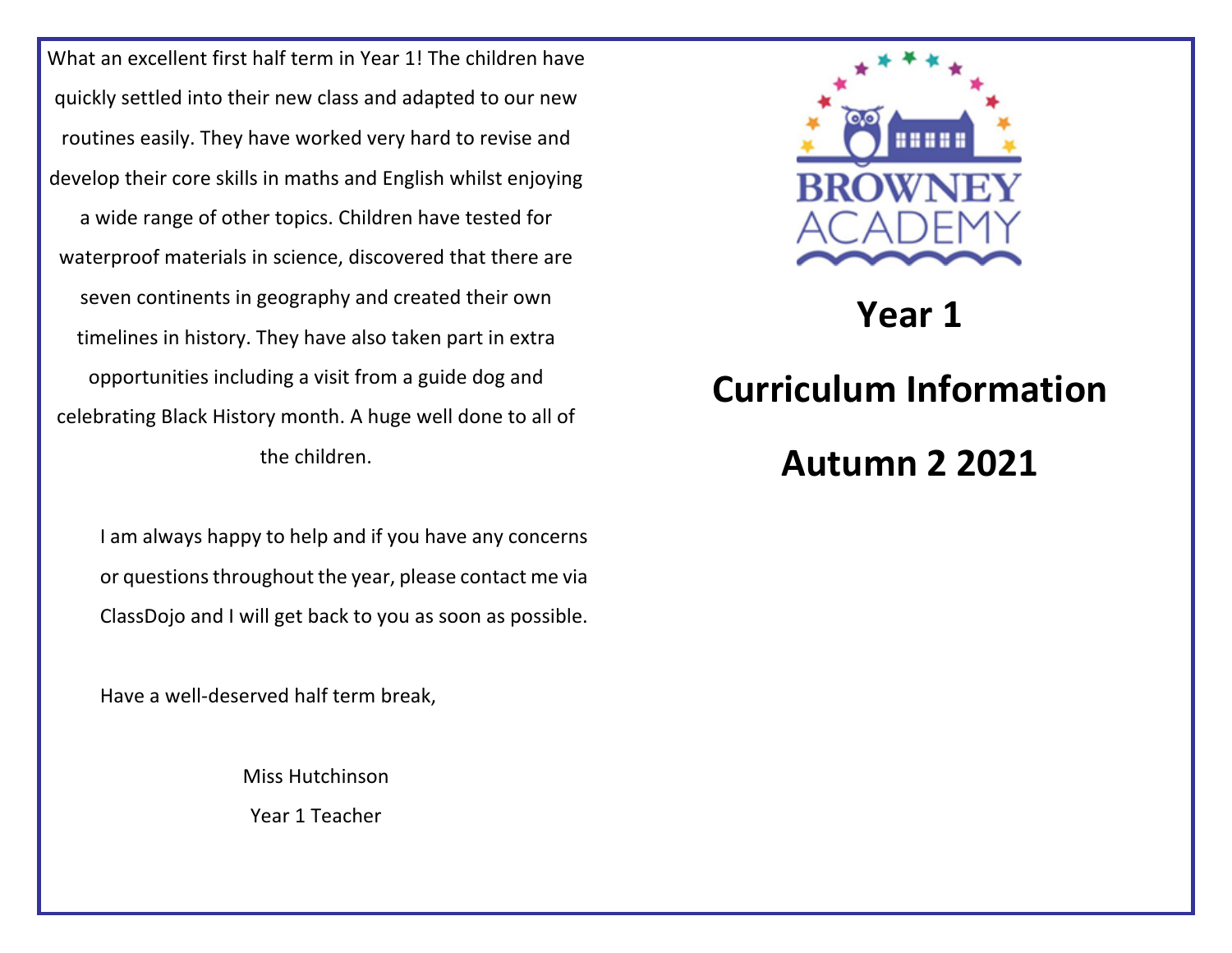What an excellent first half term in Year 1! The children have quickly settled into their new class and adapted to our new routines easily. They have worked very hard to revise and develop their core skills in maths and English whilst enjoying a wide range of other topics. Children have tested for waterproof materials in science, discovered that there are seven continents in geography and created their own timelines in history. They have also taken part in extra opportunities including a visit from a guide dog and celebrating Black History month. A huge well done to all of the children.

I am always happy to help and if you have any concerns or questions throughout the year, please contact me via ClassDojo and I will get back to you as soon as possible.

Have a well-deserved half term break,

Miss Hutchinson

Year 1 Teacher

BROWNEY ACADEMY

# Year 1

# Curriculum Information

# Autumn 2 2021